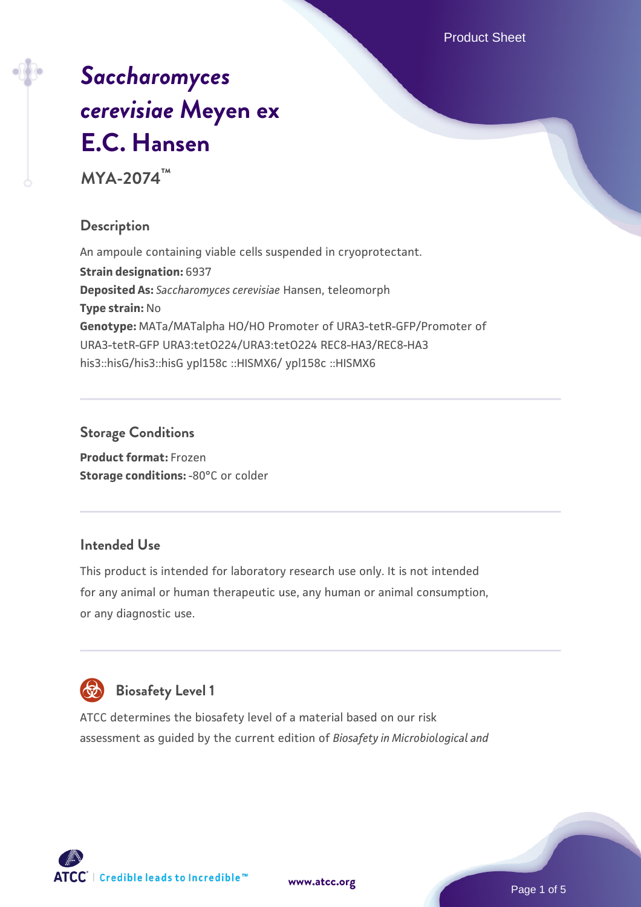# *Saccharomyces cerevisiae* Meyen ex E.C. Hansen

**MYA-2074™**

## Description

An ampoule containing viable cells suspended in cryoprotectant.

**Strain designation:** 6937

**Deposited As:** *Saccharomyces cerevisiae* Hansen, teleomorph

**Type strain:** No

**Genotype:** MATa/MATalpha HO/HO Promoter of URA3-tetR-GFP/Promoter of URA3-tetR-GFP URA3:tetO224/URA3:tetO224 REC8-HA3/REC8-HA3 his3::hisG/his3::hisG ypl158c ::HISMX6/ ypl158c ::HISMX6

## Storage Conditions

**Product format:** Frozen

**Storage conditions:** -80°C or colder

## Intended Use

This product is intended for laboratory research use only. It is not intended for any animal or human therapeutic use, any human or animal consumption, or any diagnostic use.

## Biosafety Level 1

ATCC determines the biosafety level of a material based on our risk assessment as guided by the current edition of *Biosafety in Microbiological and*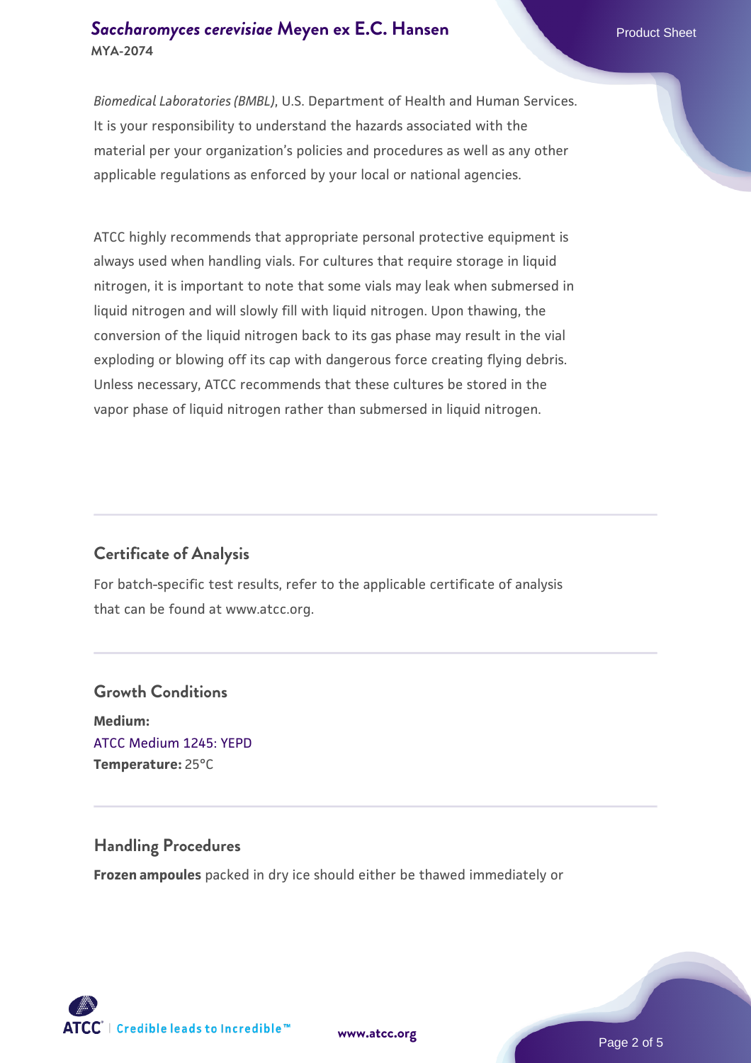*Biomedical Laboratories (BMBL)*, U.S. Department of Health and Human Services. It is your responsibility to understand the hazards associated with the material per your organization's policies and procedures as well as any other applicable regulations as enforced by your local or national agencies.

ATCC highly recommends that appropriate personal protective equipment is always used when handling vials. For cultures that require storage in liquid nitrogen, it is important to note that some vials may leak when submersed in liquid nitrogen and will slowly fill with liquid nitrogen. Upon thawing, the conversion of the liquid nitrogen back to its gas phase may result in the vial exploding or blowing off its cap with dangerous force creating flying debris. Unless necessary, ATCC recommends that these cultures be stored in the vapor phase of liquid nitrogen rather than submersed in liquid nitrogen.

## Certificate of Analysis

For batch-specific test results, refer to the applicable certificate of analysis that can be found at www.atcc.org.

## Growth Conditions

**Medium:**
ATCC Medium 1245: YEPD
**Temperature:** 25°C

## Handling Procedures

**Frozen ampoules** packed in dry ice should either be thawed immediately or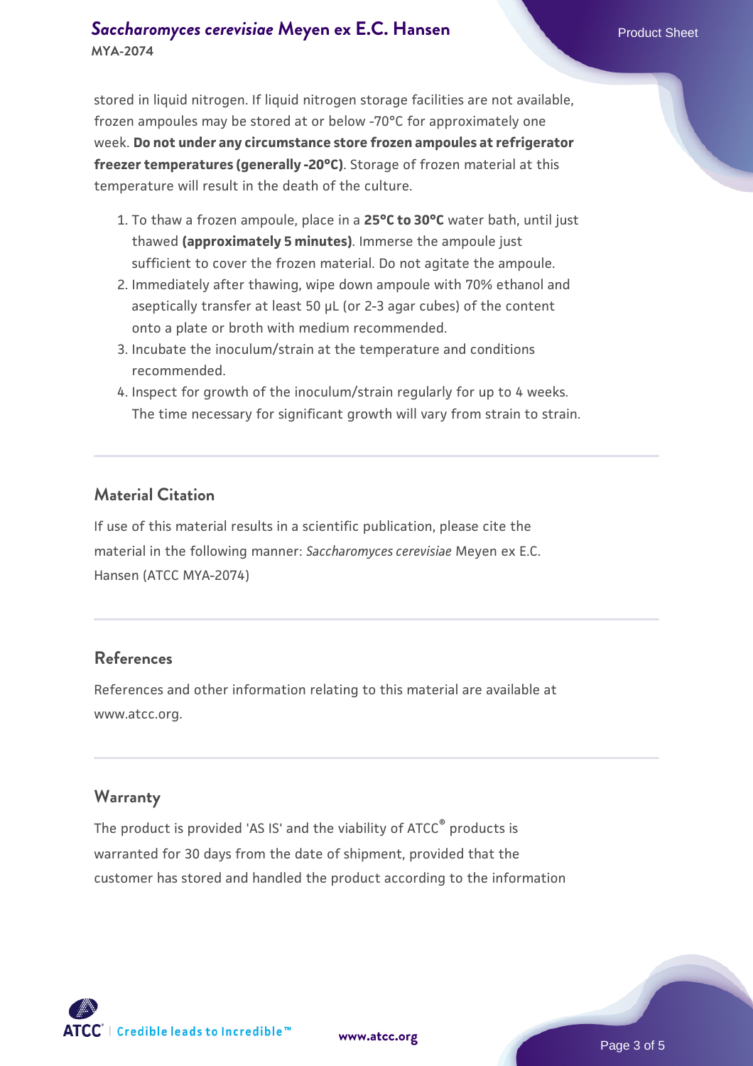stored in liquid nitrogen. If liquid nitrogen storage facilities are not available, frozen ampoules may be stored at or below -70°C for approximately one week. **Do not under any circumstance store frozen ampoules at refrigerator freezer temperatures (generally -20°C)**. Storage of frozen material at this temperature will result in the death of the culture.

1. To thaw a frozen ampoule, place in a **25°C to 30°C** water bath, until just thawed **(approximately 5 minutes)**. Immerse the ampoule just sufficient to cover the frozen material. Do not agitate the ampoule.
2. Immediately after thawing, wipe down ampoule with 70% ethanol and aseptically transfer at least 50 µL (or 2-3 agar cubes) of the content onto a plate or broth with medium recommended.
3. Incubate the inoculum/strain at the temperature and conditions recommended.
4. Inspect for growth of the inoculum/strain regularly for up to 4 weeks. The time necessary for significant growth will vary from strain to strain.

## Material Citation

If use of this material results in a scientific publication, please cite the material in the following manner: *Saccharomyces cerevisiae* Meyen ex E.C. Hansen (ATCC MYA-2074)

## References

References and other information relating to this material are available at www.atcc.org.

## Warranty

The product is provided 'AS IS' and the viability of ATCC® products is warranted for 30 days from the date of shipment, provided that the customer has stored and handled the product according to the information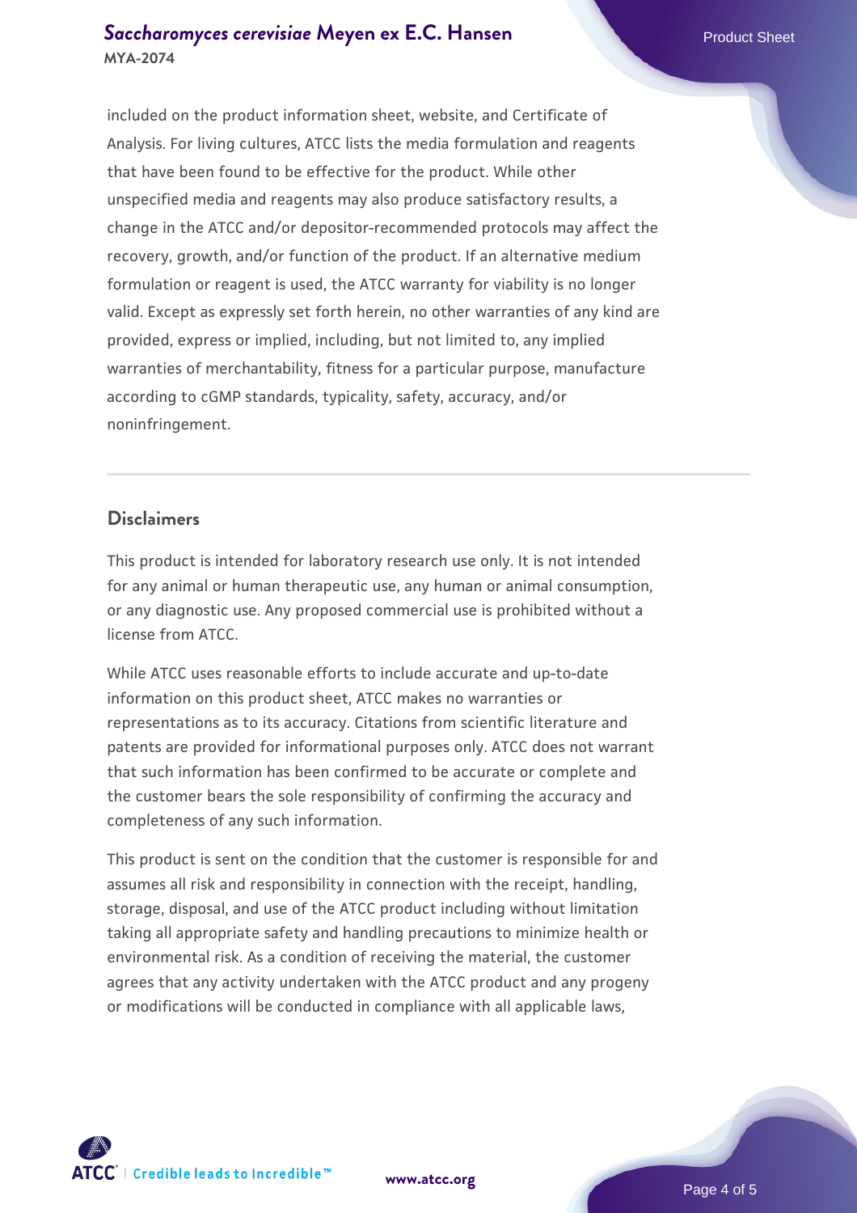included on the product information sheet, website, and Certificate of Analysis. For living cultures, ATCC lists the media formulation and reagents that have been found to be effective for the product. While other unspecified media and reagents may also produce satisfactory results, a change in the ATCC and/or depositor-recommended protocols may affect the recovery, growth, and/or function of the product. If an alternative medium formulation or reagent is used, the ATCC warranty for viability is no longer valid. Except as expressly set forth herein, no other warranties of any kind are provided, express or implied, including, but not limited to, any implied warranties of merchantability, fitness for a particular purpose, manufacture according to cGMP standards, typicality, safety, accuracy, and/or noninfringement.

## Disclaimers

This product is intended for laboratory research use only. It is not intended for any animal or human therapeutic use, any human or animal consumption, or any diagnostic use. Any proposed commercial use is prohibited without a license from ATCC.

While ATCC uses reasonable efforts to include accurate and up-to-date information on this product sheet, ATCC makes no warranties or representations as to its accuracy. Citations from scientific literature and patents are provided for informational purposes only. ATCC does not warrant that such information has been confirmed to be accurate or complete and the customer bears the sole responsibility of confirming the accuracy and completeness of any such information.

This product is sent on the condition that the customer is responsible for and assumes all risk and responsibility in connection with the receipt, handling, storage, disposal, and use of the ATCC product including without limitation taking all appropriate safety and handling precautions to minimize health or environmental risk. As a condition of receiving the material, the customer agrees that any activity undertaken with the ATCC product and any progeny or modifications will be conducted in compliance with all applicable laws,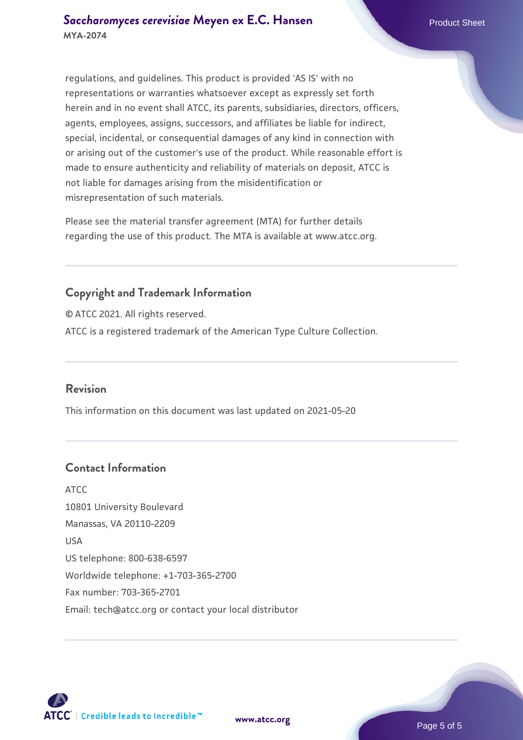regulations, and guidelines. This product is provided 'AS IS' with no representations or warranties whatsoever except as expressly set forth herein and in no event shall ATCC, its parents, subsidiaries, directors, officers, agents, employees, assigns, successors, and affiliates be liable for indirect, special, incidental, or consequential damages of any kind in connection with or arising out of the customer's use of the product. While reasonable effort is made to ensure authenticity and reliability of materials on deposit, ATCC is not liable for damages arising from the misidentification or misrepresentation of such materials.

Please see the material transfer agreement (MTA) for further details regarding the use of this product. The MTA is available at www.atcc.org.

## Copyright and Trademark Information

© ATCC 2021. All rights reserved.

ATCC is a registered trademark of the American Type Culture Collection.

## Revision

This information on this document was last updated on 2021-05-20

## Contact Information

ATCC
10801 University Boulevard
Manassas, VA 20110-2209
USA
US telephone: 800-638-6597
Worldwide telephone: +1-703-365-2700
Fax number: 703-365-2701
Email: tech@atcc.org or contact your local distributor